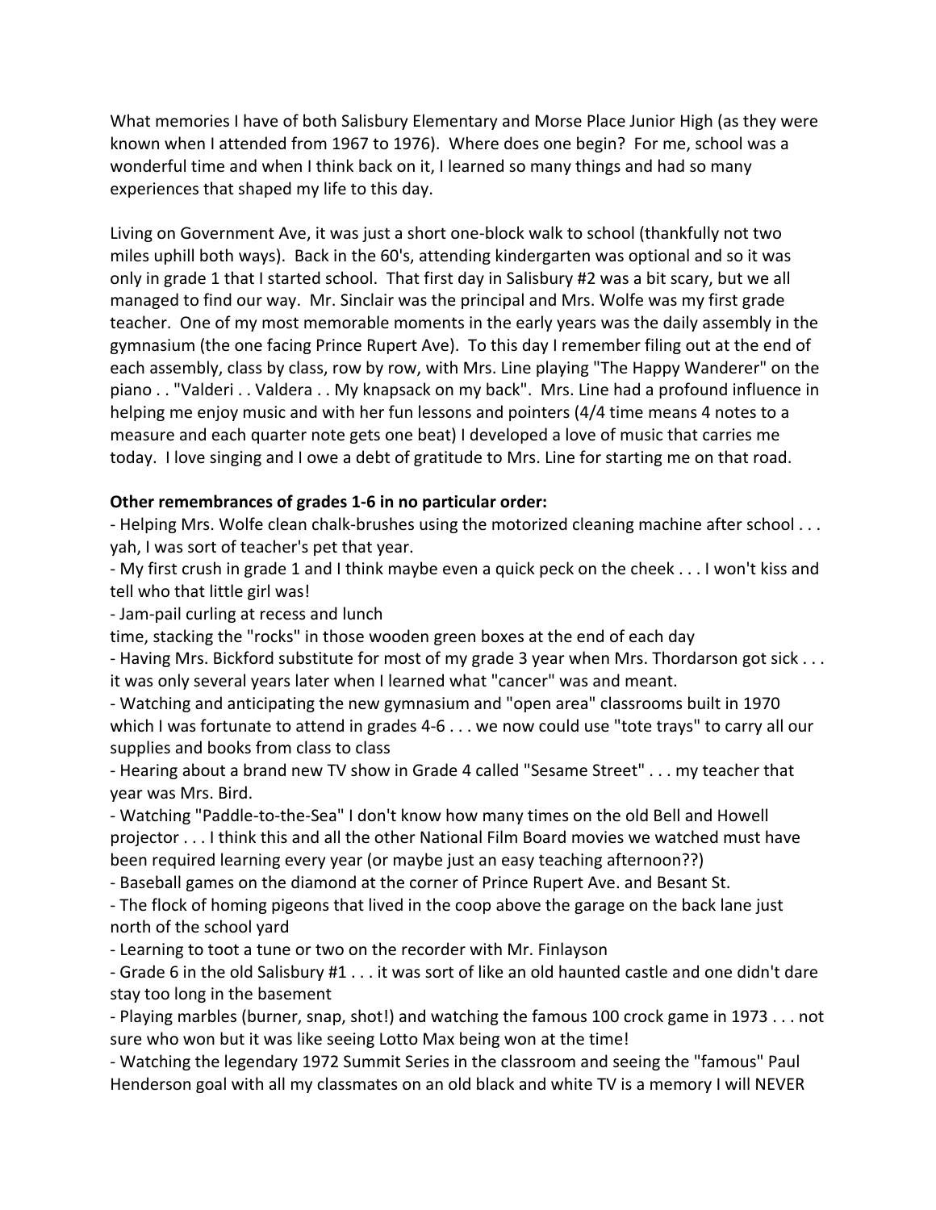What memories I have of both Salisbury Elementary and Morse Place Junior High (as they were known when I attended from 1967 to 1976). Where does one begin? For me, school was a wonderful time and when I think back on it, I learned so many things and had so many experiences that shaped my life to this day.

Living on Government Ave, it was just a short one-block walk to school (thankfully not two miles uphill both ways). Back in the 60's, attending kindergarten was optional and so it was only in grade 1 that I started school. That first day in Salisbury #2 was a bit scary, but we all managed to find our way. Mr. Sinclair was the principal and Mrs. Wolfe was my first grade teacher. One of my most memorable moments in the early years was the daily assembly in the gymnasium (the one facing Prince Rupert Ave). To this day I remember filing out at the end of each assembly, class by class, row by row, with Mrs. Line playing "The Happy Wanderer" on the piano . . "Valderi . . Valdera . . My knapsack on my back". Mrs. Line had a profound influence in helping me enjoy music and with her fun lessons and pointers (4/4 time means 4 notes to a measure and each quarter note gets one beat) I developed a love of music that carries me today. I love singing and I owe a debt of gratitude to Mrs. Line for starting me on that road.

**Other remembrances of grades 1-6 in no particular order:**

- Helping Mrs. Wolfe clean chalk-brushes using the motorized cleaning machine after school . . . yah, I was sort of teacher's pet that year.
- My first crush in grade 1 and I think maybe even a quick peck on the cheek . . . I won't kiss and tell who that little girl was!
- Jam-pail curling at recess and lunch time, stacking the "rocks" in those wooden green boxes at the end of each day
- Having Mrs. Bickford substitute for most of my grade 3 year when Mrs. Thordarson got sick . . . it was only several years later when I learned what "cancer" was and meant.
- Watching and anticipating the new gymnasium and "open area" classrooms built in 1970 which I was fortunate to attend in grades 4-6 . . . we now could use "tote trays" to carry all our supplies and books from class to class
- Hearing about a brand new TV show in Grade 4 called "Sesame Street" . . . my teacher that year was Mrs. Bird.
- Watching "Paddle-to-the-Sea" I don't know how many times on the old Bell and Howell projector . . . I think this and all the other National Film Board movies we watched must have been required learning every year (or maybe just an easy teaching afternoon??)
- Baseball games on the diamond at the corner of Prince Rupert Ave. and Besant St.
- The flock of homing pigeons that lived in the coop above the garage on the back lane just north of the school yard
- Learning to toot a tune or two on the recorder with Mr. Finlayson
- Grade 6 in the old Salisbury #1 . . . it was sort of like an old haunted castle and one didn't dare stay too long in the basement
- Playing marbles (burner, snap, shot!) and watching the famous 100 crock game in 1973 . . . not sure who won but it was like seeing Lotto Max being won at the time!
- Watching the legendary 1972 Summit Series in the classroom and seeing the "famous" Paul Henderson goal with all my classmates on an old black and white TV is a memory I will NEVER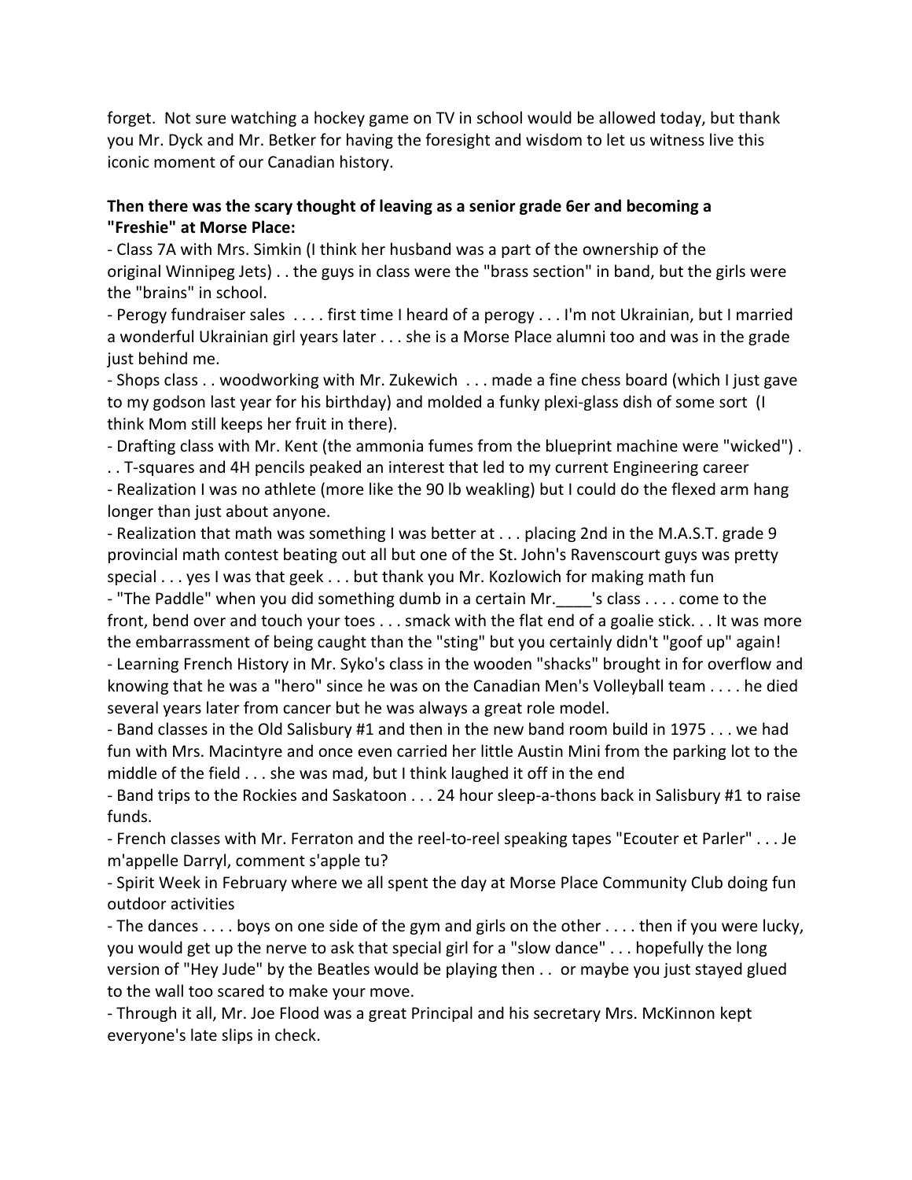forget. Not sure watching a hockey game on TV in school would be allowed today, but thank you Mr. Dyck and Mr. Betker for having the foresight and wisdom to let us witness live this iconic moment of our Canadian history.

**Then there was the scary thought of leaving as a senior grade 6er and becoming a "Freshie" at Morse Place:**

- Class 7A with Mrs. Simkin (I think her husband was a part of the ownership of the original Winnipeg Jets) . . the guys in class were the "brass section" in band, but the girls were the "brains" in school.
- Perogy fundraiser sales . . . . first time I heard of a perogy . . . I'm not Ukrainian, but I married a wonderful Ukrainian girl years later . . . she is a Morse Place alumni too and was in the grade just behind me.
- Shops class . . woodworking with Mr. Zukewich . . . made a fine chess board (which I just gave to my godson last year for his birthday) and molded a funky plexi-glass dish of some sort (I think Mom still keeps her fruit in there).
- Drafting class with Mr. Kent (the ammonia fumes from the blueprint machine were "wicked") . . . T-squares and 4H pencils peaked an interest that led to my current Engineering career
- Realization I was no athlete (more like the 90 lb weakling) but I could do the flexed arm hang longer than just about anyone.
- Realization that math was something I was better at . . . placing 2nd in the M.A.S.T. grade 9 provincial math contest beating out all but one of the St. John's Ravenscourt guys was pretty special . . . yes I was that geek . . . but thank you Mr. Kozlowich for making math fun
- "The Paddle" when you did something dumb in a certain Mr.____'s class . . . . come to the front, bend over and touch your toes . . . smack with the flat end of a goalie stick. . . It was more the embarrassment of being caught than the "sting" but you certainly didn't "goof up" again!
- Learning French History in Mr. Syko's class in the wooden "shacks" brought in for overflow and knowing that he was a "hero" since he was on the Canadian Men's Volleyball team . . . . he died several years later from cancer but he was always a great role model.
- Band classes in the Old Salisbury #1 and then in the new band room build in 1975 . . . we had fun with Mrs. Macintyre and once even carried her little Austin Mini from the parking lot to the middle of the field . . . she was mad, but I think laughed it off in the end
- Band trips to the Rockies and Saskatoon . . . 24 hour sleep-a-thons back in Salisbury #1 to raise funds.
- French classes with Mr. Ferraton and the reel-to-reel speaking tapes "Ecouter et Parler" . . . Je m'appelle Darryl, comment s'apple tu?
- Spirit Week in February where we all spent the day at Morse Place Community Club doing fun outdoor activities
- The dances . . . . boys on one side of the gym and girls on the other . . . . then if you were lucky, you would get up the nerve to ask that special girl for a "slow dance" . . . hopefully the long version of "Hey Jude" by the Beatles would be playing then . . or maybe you just stayed glued to the wall too scared to make your move.
- Through it all, Mr. Joe Flood was a great Principal and his secretary Mrs. McKinnon kept everyone's late slips in check.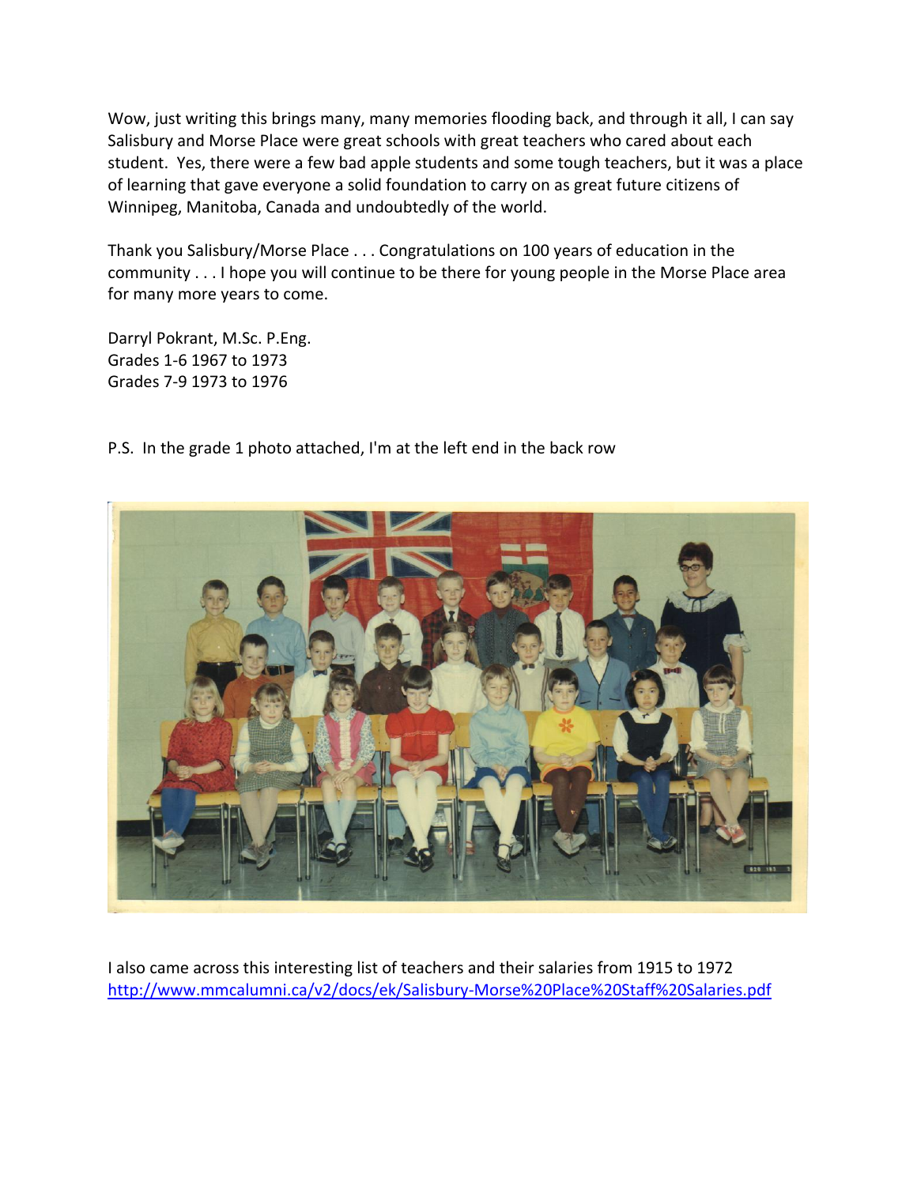Wow, just writing this brings many, many memories flooding back, and through it all, I can say Salisbury and Morse Place were great schools with great teachers who cared about each student. Yes, there were a few bad apple students and some tough teachers, but it was a place of learning that gave everyone a solid foundation to carry on as great future citizens of Winnipeg, Manitoba, Canada and undoubtedly of the world.

Thank you Salisbury/Morse Place . . . Congratulations on 100 years of education in the community . . . I hope you will continue to be there for young people in the Morse Place area for many more years to come.

Darryl Pokrant, M.Sc. P.Eng.
Grades 1-6 1967 to 1973
Grades 7-9 1973 to 1976

P.S. In the grade 1 photo attached, I'm at the left end in the back row

I also came across this interesting list of teachers and their salaries from 1915 to 1972
[http://www.mmcalumni.ca/v2/docs/ek/Salisbury-Morse%20Place%20Staff%20Salaries.pdf](http://www.mmcalumni.ca/v2/docs/ek/Salisbury-Morse%20Place%20Staff%20Salaries.pdf)